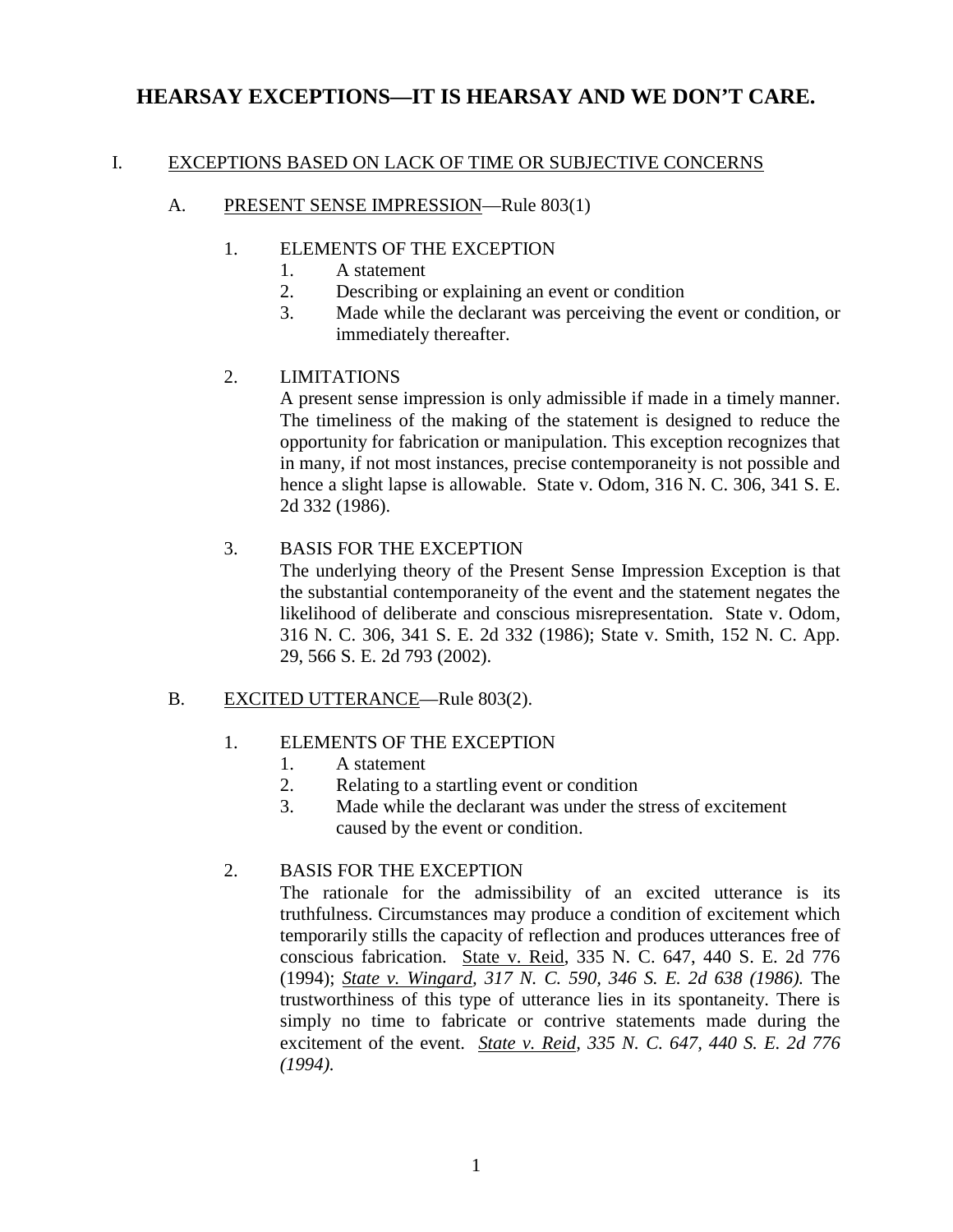# HEARSAY EXCEPTIONS—IT IS HEARSAY AND WE DON'T CARE.

## I. EXCEPTIONS BASED ON LACK OF TIME OR SUBJECTIVE CONCERNS

### A. PRESENT SENSE IMPRESSION—Rule 803(1)

1. ELEMENTS OF THE EXCEPTION
   1. A statement
   2. Describing or explaining an event or condition
   3. Made while the declarant was perceiving the event or condition, or immediately thereafter.

2. LIMITATIONS

   A present sense impression is only admissible if made in a timely manner. The timeliness of the making of the statement is designed to reduce the opportunity for fabrication or manipulation. This exception recognizes that in many, if not most instances, precise contemporaneity is not possible and hence a slight lapse is allowable. State v. Odom, 316 N. C. 306, 341 S. E. 2d 332 (1986).

3. BASIS FOR THE EXCEPTION

   The underlying theory of the Present Sense Impression Exception is that the substantial contemporaneity of the event and the statement negates the likelihood of deliberate and conscious misrepresentation. State v. Odom, 316 N. C. 306, 341 S. E. 2d 332 (1986); State v. Smith, 152 N. C. App. 29, 566 S. E. 2d 793 (2002).

### B. EXCITED UTTERANCE—Rule 803(2).

1. ELEMENTS OF THE EXCEPTION
   1. A statement
   2. Relating to a startling event or condition
   3. Made while the declarant was under the stress of excitement caused by the event or condition.

2. BASIS FOR THE EXCEPTION

   The rationale for the admissibility of an excited utterance is its truthfulness. Circumstances may produce a condition of excitement which temporarily stills the capacity of reflection and produces utterances free of conscious fabrication. State v. Reid, 335 N. C. 647, 440 S. E. 2d 776 (1994); *State v. Wingard, 317 N. C. 590, 346 S. E. 2d 638 (1986).* The trustworthiness of this type of utterance lies in its spontaneity. There is simply no time to fabricate or contrive statements made during the excitement of the event. *State v. Reid, 335 N. C. 647, 440 S. E. 2d 776 (1994).*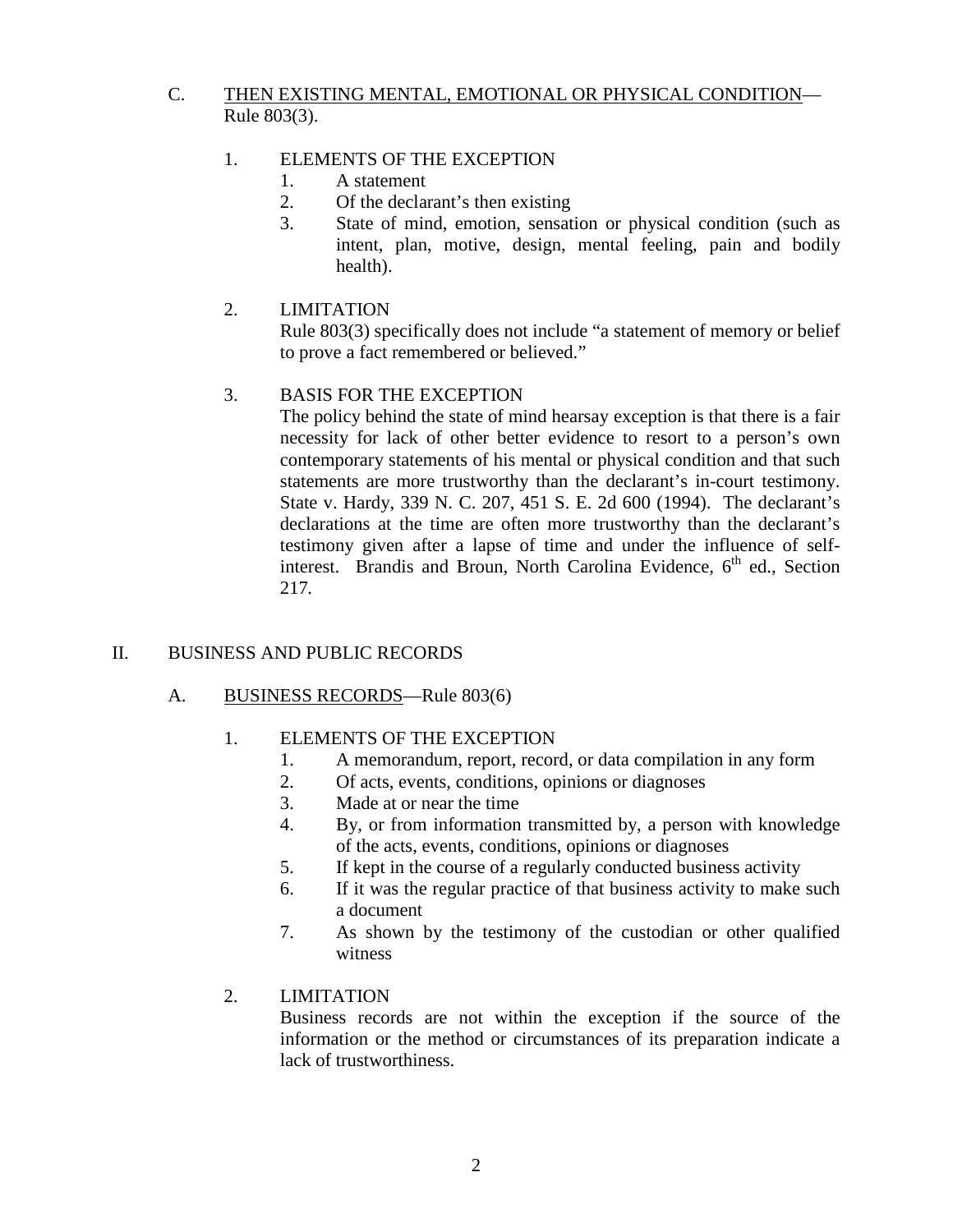C. <u>THEN EXISTING MENTAL, EMOTIONAL OR PHYSICAL CONDITION</u>—Rule 803(3).

1. ELEMENTS OF THE EXCEPTION
    1. A statement
    2. Of the declarant's then existing
    3. State of mind, emotion, sensation or physical condition (such as intent, plan, motive, design, mental feeling, pain and bodily health).

2. LIMITATION

    Rule 803(3) specifically does not include "a statement of memory or belief to prove a fact remembered or believed."

3. BASIS FOR THE EXCEPTION

    The policy behind the state of mind hearsay exception is that there is a fair necessity for lack of other better evidence to resort to a person's own contemporary statements of his mental or physical condition and that such statements are more trustworthy than the declarant's in-court testimony. State v. Hardy, 339 N. C. 207, 451 S. E. 2d 600 (1994). The declarant's declarations at the time are often more trustworthy than the declarant's testimony given after a lapse of time and under the influence of self-interest. Brandis and Broun, North Carolina Evidence, 6th ed., Section 217.

II. BUSINESS AND PUBLIC RECORDS

A. <u>BUSINESS RECORDS</u>—Rule 803(6)

1. ELEMENTS OF THE EXCEPTION
    1. A memorandum, report, record, or data compilation in any form
    2. Of acts, events, conditions, opinions or diagnoses
    3. Made at or near the time
    4. By, or from information transmitted by, a person with knowledge of the acts, events, conditions, opinions or diagnoses
    5. If kept in the course of a regularly conducted business activity
    6. If it was the regular practice of that business activity to make such a document
    7. As shown by the testimony of the custodian or other qualified witness

2. LIMITATION

    Business records are not within the exception if the source of the information or the method or circumstances of its preparation indicate a lack of trustworthiness.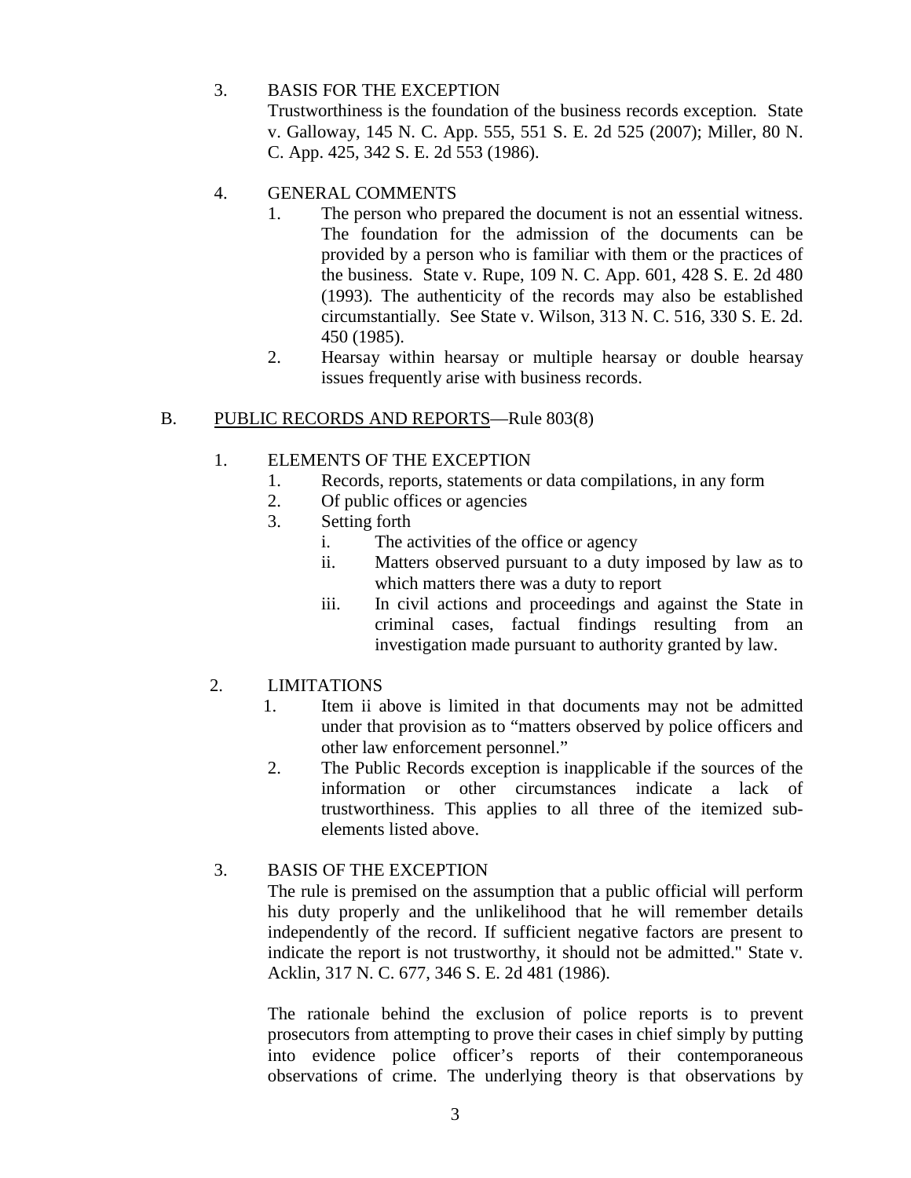3. BASIS FOR THE EXCEPTION

   Trustworthiness is the foundation of the business records exception. State v. Galloway, 145 N. C. App. 555, 551 S. E. 2d 525 (2007); Miller, 80 N. C. App. 425, 342 S. E. 2d 553 (1986).

4. GENERAL COMMENTS

   1. The person who prepared the document is not an essential witness. The foundation for the admission of the documents can be provided by a person who is familiar with them or the practices of the business. State v. Rupe, 109 N. C. App. 601, 428 S. E. 2d 480 (1993). The authenticity of the records may also be established circumstantially. See State v. Wilson, 313 N. C. 516, 330 S. E. 2d. 450 (1985).
   2. Hearsay within hearsay or multiple hearsay or double hearsay issues frequently arise with business records.

B. <u>PUBLIC RECORDS AND REPORTS</u>—Rule 803(8)

1. ELEMENTS OF THE EXCEPTION

   1. Records, reports, statements or data compilations, in any form
   2. Of public offices or agencies
   3. Setting forth
      - i. The activities of the office or agency
      - ii. Matters observed pursuant to a duty imposed by law as to which matters there was a duty to report
      - iii. In civil actions and proceedings and against the State in criminal cases, factual findings resulting from an investigation made pursuant to authority granted by law.

2. LIMITATIONS

   1. Item ii above is limited in that documents may not be admitted under that provision as to "matters observed by police officers and other law enforcement personnel."
   2. The Public Records exception is inapplicable if the sources of the information or other circumstances indicate a lack of trustworthiness. This applies to all three of the itemized sub-elements listed above.

3. BASIS OF THE EXCEPTION

   The rule is premised on the assumption that a public official will perform his duty properly and the unlikelihood that he will remember details independently of the record. If sufficient negative factors are present to indicate the report is not trustworthy, it should not be admitted." State v. Acklin, 317 N. C. 677, 346 S. E. 2d 481 (1986).

   The rationale behind the exclusion of police reports is to prevent prosecutors from attempting to prove their cases in chief simply by putting into evidence police officer's reports of their contemporaneous observations of crime. The underlying theory is that observations by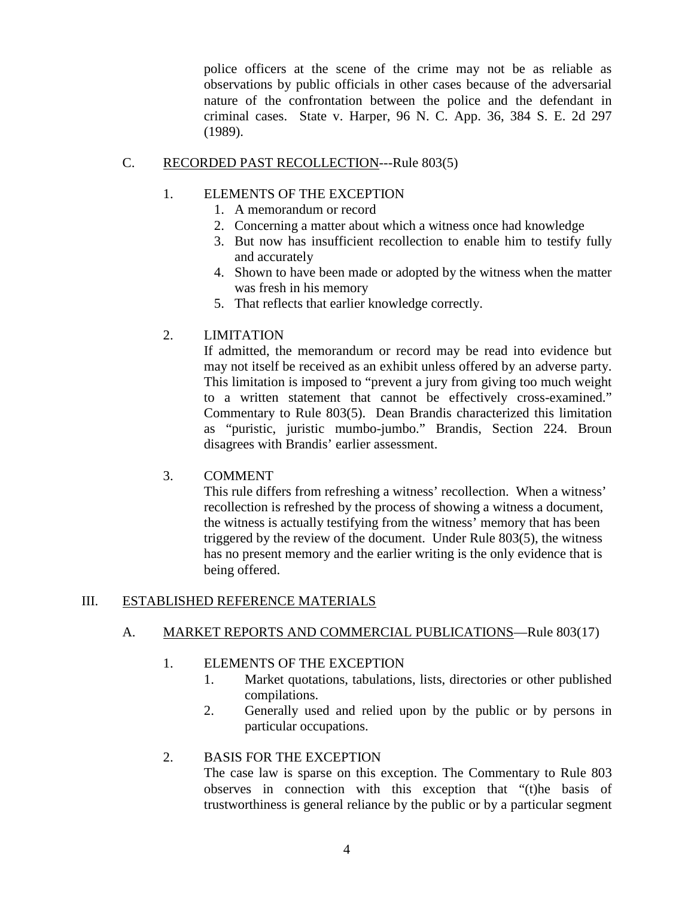police officers at the scene of the crime may not be as reliable as observations by public officials in other cases because of the adversarial nature of the confrontation between the police and the defendant in criminal cases. State v. Harper, 96 N. C. App. 36, 384 S. E. 2d 297 (1989).

### C. RECORDED PAST RECOLLECTION---Rule 803(5)

#### 1. ELEMENTS OF THE EXCEPTION

1. A memorandum or record
2. Concerning a matter about which a witness once had knowledge
3. But now has insufficient recollection to enable him to testify fully and accurately
4. Shown to have been made or adopted by the witness when the matter was fresh in his memory
5. That reflects that earlier knowledge correctly.

#### 2. LIMITATION

If admitted, the memorandum or record may be read into evidence but may not itself be received as an exhibit unless offered by an adverse party. This limitation is imposed to "prevent a jury from giving too much weight to a written statement that cannot be effectively cross-examined." Commentary to Rule 803(5). Dean Brandis characterized this limitation as "puristic, juristic mumbo-jumbo." Brandis, Section 224. Broun disagrees with Brandis' earlier assessment.

#### 3. COMMENT

This rule differs from refreshing a witness' recollection. When a witness' recollection is refreshed by the process of showing a witness a document, the witness is actually testifying from the witness' memory that has been triggered by the review of the document. Under Rule 803(5), the witness has no present memory and the earlier writing is the only evidence that is being offered.

## III. ESTABLISHED REFERENCE MATERIALS

### A. MARKET REPORTS AND COMMERCIAL PUBLICATIONS—Rule 803(17)

#### 1. ELEMENTS OF THE EXCEPTION

1. Market quotations, tabulations, lists, directories or other published compilations.
2. Generally used and relied upon by the public or by persons in particular occupations.

#### 2. BASIS FOR THE EXCEPTION

The case law is sparse on this exception. The Commentary to Rule 803 observes in connection with this exception that "(t)he basis of trustworthiness is general reliance by the public or by a particular segment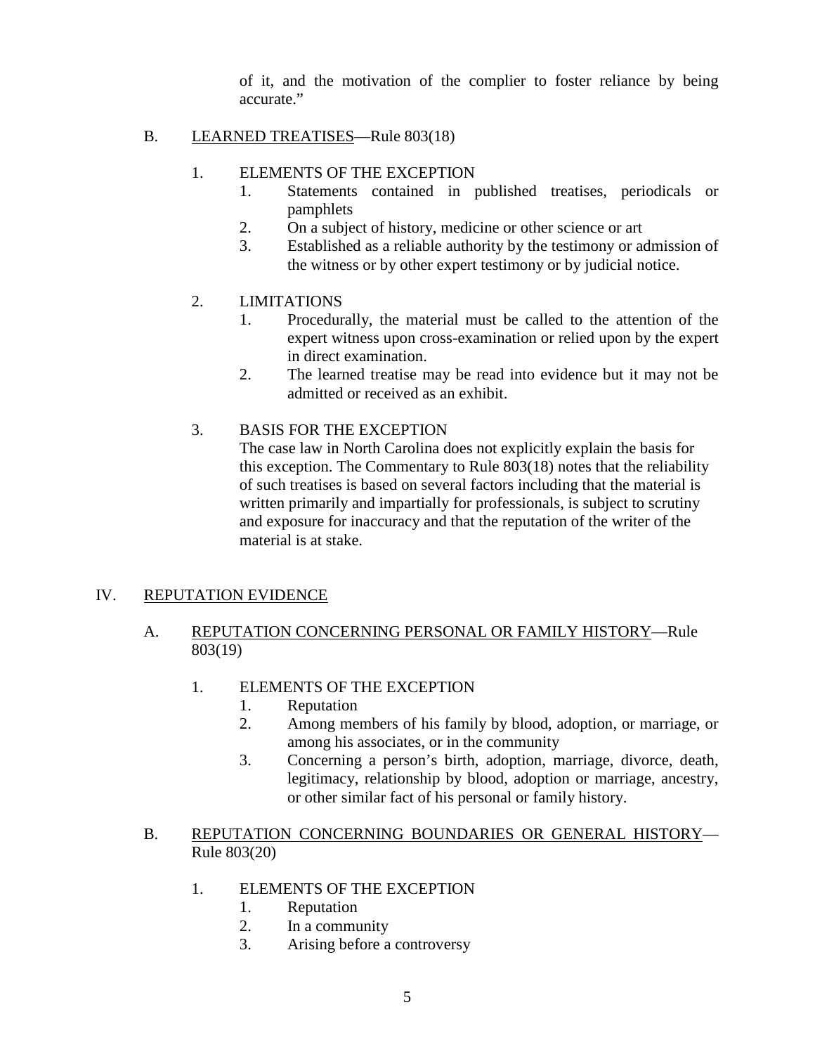of it, and the motivation of the complier to foster reliance by being accurate."

B. LEARNED TREATISES—Rule 803(18)

1. ELEMENTS OF THE EXCEPTION
   1. Statements contained in published treatises, periodicals or pamphlets
   2. On a subject of history, medicine or other science or art
   3. Established as a reliable authority by the testimony or admission of the witness or by other expert testimony or by judicial notice.

2. LIMITATIONS
   1. Procedurally, the material must be called to the attention of the expert witness upon cross-examination or relied upon by the expert in direct examination.
   2. The learned treatise may be read into evidence but it may not be admitted or received as an exhibit.

3. BASIS FOR THE EXCEPTION

   The case law in North Carolina does not explicitly explain the basis for this exception. The Commentary to Rule 803(18) notes that the reliability of such treatises is based on several factors including that the material is written primarily and impartially for professionals, is subject to scrutiny and exposure for inaccuracy and that the reputation of the writer of the material is at stake.

IV. REPUTATION EVIDENCE

A. REPUTATION CONCERNING PERSONAL OR FAMILY HISTORY—Rule 803(19)

1. ELEMENTS OF THE EXCEPTION
   1. Reputation
   2. Among members of his family by blood, adoption, or marriage, or among his associates, or in the community
   3. Concerning a person's birth, adoption, marriage, divorce, death, legitimacy, relationship by blood, adoption or marriage, ancestry, or other similar fact of his personal or family history.

B. REPUTATION CONCERNING BOUNDARIES OR GENERAL HISTORY—Rule 803(20)

1. ELEMENTS OF THE EXCEPTION
   1. Reputation
   2. In a community
   3. Arising before a controversy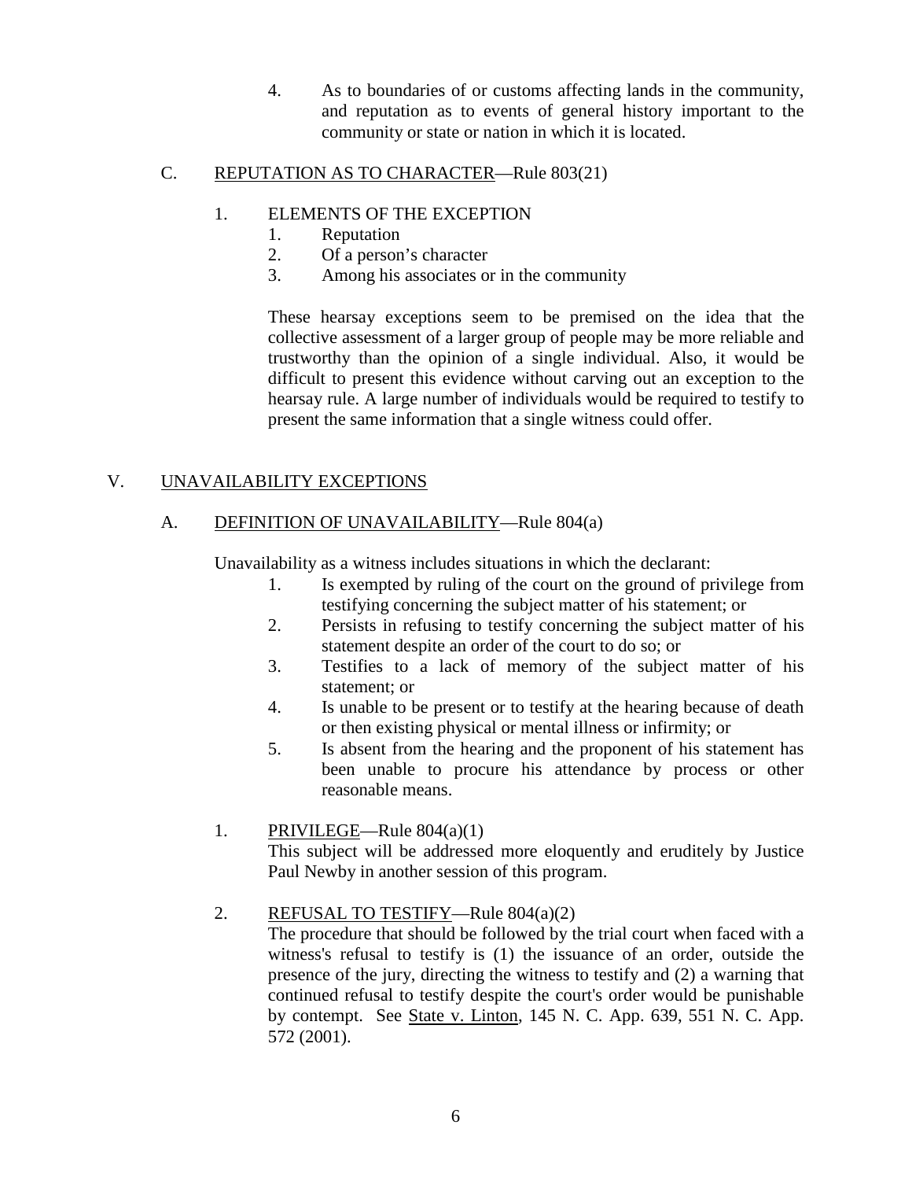4. As to boundaries of or customs affecting lands in the community, and reputation as to events of general history important to the community or state or nation in which it is located.

### C. REPUTATION AS TO CHARACTER—Rule 803(21)

1. ELEMENTS OF THE EXCEPTION
    1. Reputation
    2. Of a person's character
    3. Among his associates or in the community

These hearsay exceptions seem to be premised on the idea that the collective assessment of a larger group of people may be more reliable and trustworthy than the opinion of a single individual. Also, it would be difficult to present this evidence without carving out an exception to the hearsay rule. A large number of individuals would be required to testify to present the same information that a single witness could offer.

## V. UNAVAILABILITY EXCEPTIONS

### A. DEFINITION OF UNAVAILABILITY—Rule 804(a)

Unavailability as a witness includes situations in which the declarant:

1. Is exempted by ruling of the court on the ground of privilege from testifying concerning the subject matter of his statement; or
2. Persists in refusing to testify concerning the subject matter of his statement despite an order of the court to do so; or
3. Testifies to a lack of memory of the subject matter of his statement; or
4. Is unable to be present or to testify at the hearing because of death or then existing physical or mental illness or infirmity; or
5. Is absent from the hearing and the proponent of his statement has been unable to procure his attendance by process or other reasonable means.

1. PRIVILEGE—Rule 804(a)(1)

   This subject will be addressed more eloquently and eruditely by Justice Paul Newby in another session of this program.

2. REFUSAL TO TESTIFY—Rule 804(a)(2)

   The procedure that should be followed by the trial court when faced with a witness's refusal to testify is (1) the issuance of an order, outside the presence of the jury, directing the witness to testify and (2) a warning that continued refusal to testify despite the court's order would be punishable by contempt. See State v. Linton, 145 N. C. App. 639, 551 N. C. App. 572 (2001).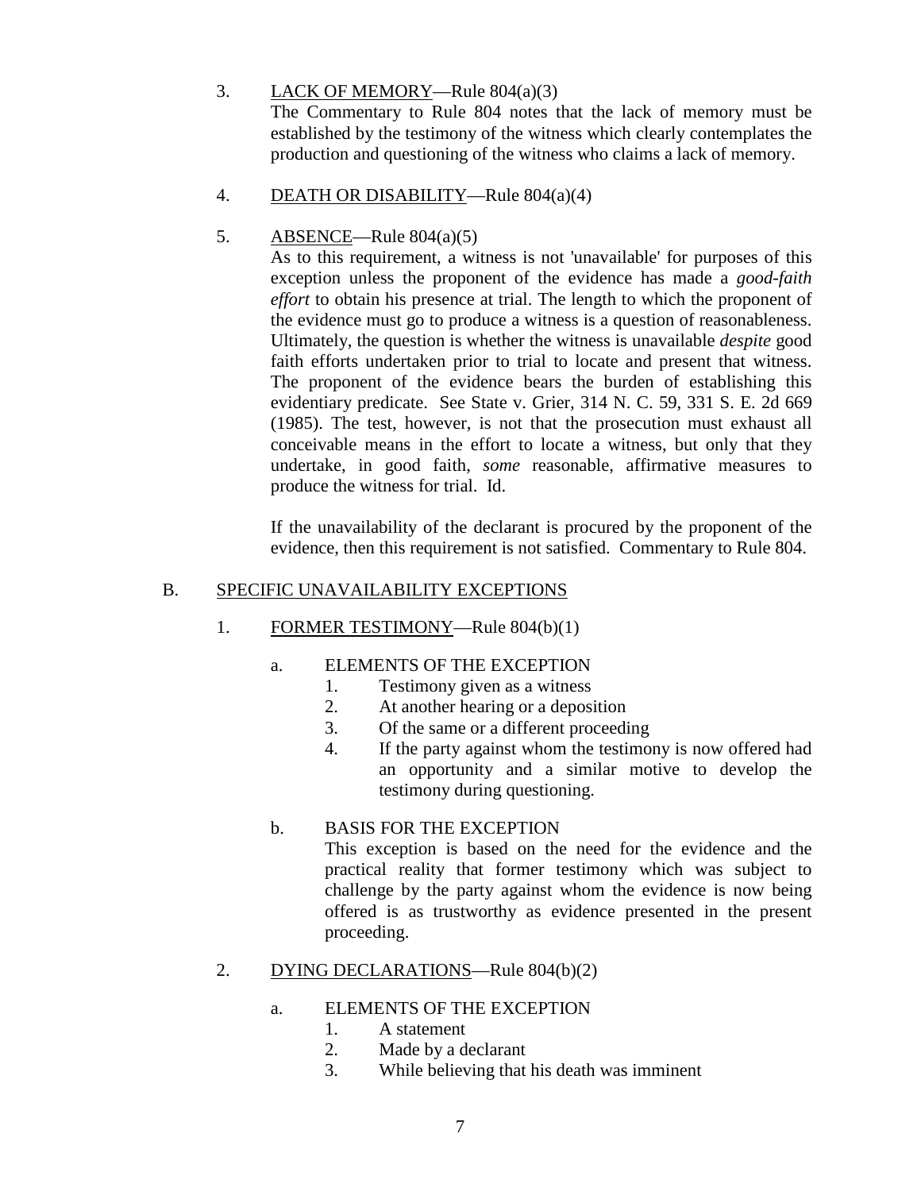3. <u>LACK OF MEMORY</u>—Rule 804(a)(3)

   The Commentary to Rule 804 notes that the lack of memory must be established by the testimony of the witness which clearly contemplates the production and questioning of the witness who claims a lack of memory.

4. <u>DEATH OR DISABILITY</u>—Rule 804(a)(4)

5. <u>ABSENCE</u>—Rule 804(a)(5)

   As to this requirement, a witness is not 'unavailable' for purposes of this exception unless the proponent of the evidence has made a *good-faith effort* to obtain his presence at trial. The length to which the proponent of the evidence must go to produce a witness is a question of reasonableness. Ultimately, the question is whether the witness is unavailable *despite* good faith efforts undertaken prior to trial to locate and present that witness. The proponent of the evidence bears the burden of establishing this evidentiary predicate. See State v. Grier, 314 N. C. 59, 331 S. E. 2d 669 (1985). The test, however, is not that the prosecution must exhaust all conceivable means in the effort to locate a witness, but only that they undertake, in good faith, *some* reasonable, affirmative measures to produce the witness for trial. Id.

   If the unavailability of the declarant is procured by the proponent of the evidence, then this requirement is not satisfied. Commentary to Rule 804.

B. <u>SPECIFIC UNAVAILABILITY EXCEPTIONS</u>

1. <u>FORMER TESTIMONY</u>—Rule 804(b)(1)

   a. ELEMENTS OF THE EXCEPTION
      1. Testimony given as a witness
      2. At another hearing or a deposition
      3. Of the same or a different proceeding
      4. If the party against whom the testimony is now offered had an opportunity and a similar motive to develop the testimony during questioning.

   b. BASIS FOR THE EXCEPTION

      This exception is based on the need for the evidence and the practical reality that former testimony which was subject to challenge by the party against whom the evidence is now being offered is as trustworthy as evidence presented in the present proceeding.

2. <u>DYING DECLARATIONS</u>—Rule 804(b)(2)

   a. ELEMENTS OF THE EXCEPTION
      1. A statement
      2. Made by a declarant
      3. While believing that his death was imminent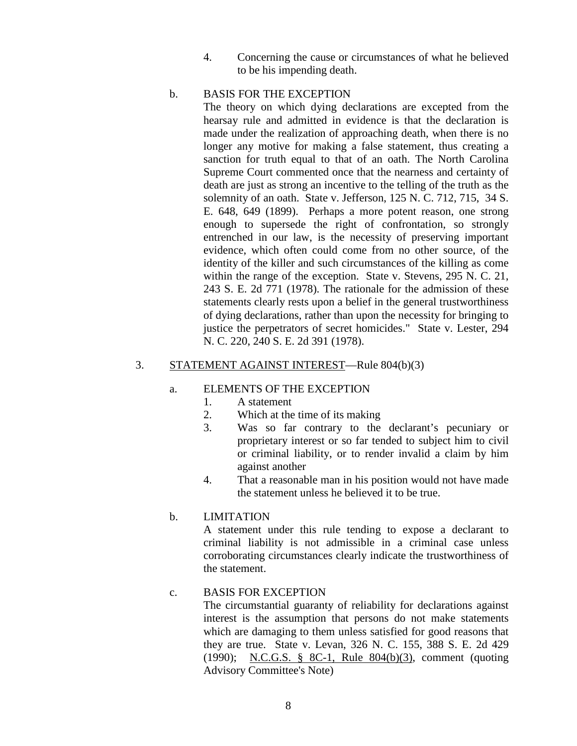4. Concerning the cause or circumstances of what he believed to be his impending death.

b. BASIS FOR THE EXCEPTION

The theory on which dying declarations are excepted from the hearsay rule and admitted in evidence is that the declaration is made under the realization of approaching death, when there is no longer any motive for making a false statement, thus creating a sanction for truth equal to that of an oath. The North Carolina Supreme Court commented once that the nearness and certainty of death are just as strong an incentive to the telling of the truth as the solemnity of an oath. State v. Jefferson, 125 N. C. 712, 715, 34 S. E. 648, 649 (1899). Perhaps a more potent reason, one strong enough to supersede the right of confrontation, so strongly entrenched in our law, is the necessity of preserving important evidence, which often could come from no other source, of the identity of the killer and such circumstances of the killing as come within the range of the exception. State v. Stevens, 295 N. C. 21, 243 S. E. 2d 771 (1978). The rationale for the admission of these statements clearly rests upon a belief in the general trustworthiness of dying declarations, rather than upon the necessity for bringing to justice the perpetrators of secret homicides." State v. Lester, 294 N. C. 220, 240 S. E. 2d 391 (1978).

3. <u>STATEMENT AGAINST INTEREST</u>—Rule 804(b)(3)

a. ELEMENTS OF THE EXCEPTION

1. A statement
2. Which at the time of its making
3. Was so far contrary to the declarant's pecuniary or proprietary interest or so far tended to subject him to civil or criminal liability, or to render invalid a claim by him against another
4. That a reasonable man in his position would not have made the statement unless he believed it to be true.

b. LIMITATION

A statement under this rule tending to expose a declarant to criminal liability is not admissible in a criminal case unless corroborating circumstances clearly indicate the trustworthiness of the statement.

c. BASIS FOR EXCEPTION

The circumstantial guaranty of reliability for declarations against interest is the assumption that persons do not make statements which are damaging to them unless satisfied for good reasons that they are true. State v. Levan, 326 N. C. 155, 388 S. E. 2d 429 (1990); <u>N.C.G.S. § 8C-1, Rule 804(b)(3)</u>, comment (quoting Advisory Committee's Note)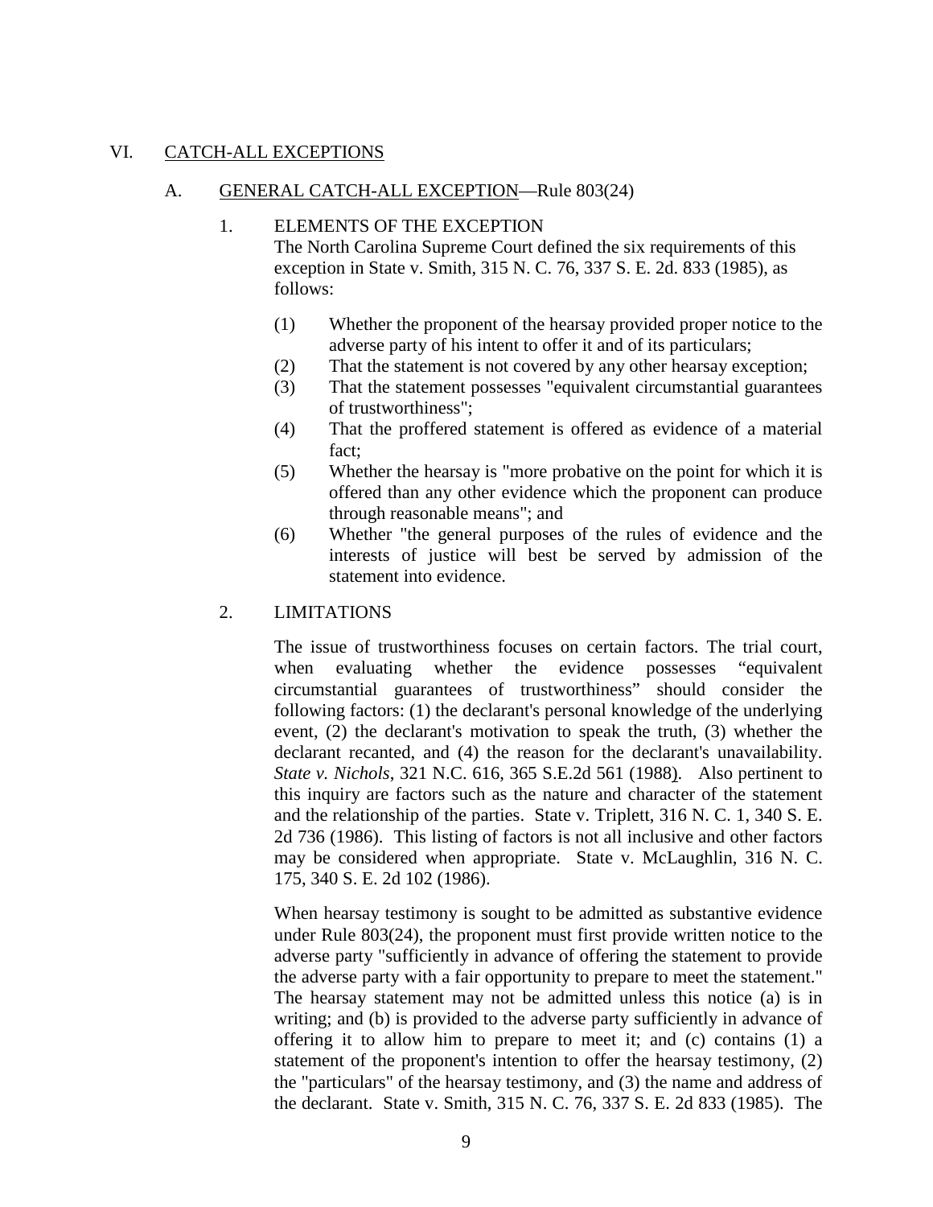## VI. CATCH-ALL EXCEPTIONS

### A. GENERAL CATCH-ALL EXCEPTION—Rule 803(24)

#### 1. ELEMENTS OF THE EXCEPTION

The North Carolina Supreme Court defined the six requirements of this exception in State v. Smith, 315 N. C. 76, 337 S. E. 2d. 833 (1985), as follows:

(1) Whether the proponent of the hearsay provided proper notice to the adverse party of his intent to offer it and of its particulars;
(2) That the statement is not covered by any other hearsay exception;
(3) That the statement possesses "equivalent circumstantial guarantees of trustworthiness";
(4) That the proffered statement is offered as evidence of a material fact;
(5) Whether the hearsay is "more probative on the point for which it is offered than any other evidence which the proponent can produce through reasonable means"; and
(6) Whether "the general purposes of the rules of evidence and the interests of justice will best be served by admission of the statement into evidence.

#### 2. LIMITATIONS

The issue of trustworthiness focuses on certain factors. The trial court, when evaluating whether the evidence possesses "equivalent circumstantial guarantees of trustworthiness" should consider the following factors: (1) the declarant's personal knowledge of the underlying event, (2) the declarant's motivation to speak the truth, (3) whether the declarant recanted, and (4) the reason for the declarant's unavailability. *State v. Nichols*, 321 N.C. 616, 365 S.E.2d 561 (1988). Also pertinent to this inquiry are factors such as the nature and character of the statement and the relationship of the parties. State v. Triplett, 316 N. C. 1, 340 S. E. 2d 736 (1986). This listing of factors is not all inclusive and other factors may be considered when appropriate. State v. McLaughlin, 316 N. C. 175, 340 S. E. 2d 102 (1986).

When hearsay testimony is sought to be admitted as substantive evidence under Rule 803(24), the proponent must first provide written notice to the adverse party "sufficiently in advance of offering the statement to provide the adverse party with a fair opportunity to prepare to meet the statement." The hearsay statement may not be admitted unless this notice (a) is in writing; and (b) is provided to the adverse party sufficiently in advance of offering it to allow him to prepare to meet it; and (c) contains (1) a statement of the proponent's intention to offer the hearsay testimony, (2) the "particulars" of the hearsay testimony, and (3) the name and address of the declarant. State v. Smith, 315 N. C. 76, 337 S. E. 2d 833 (1985). The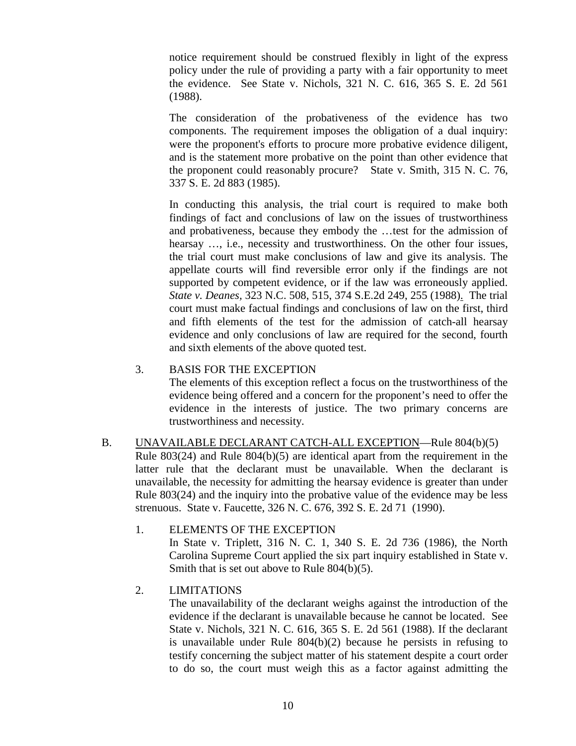notice requirement should be construed flexibly in light of the express policy under the rule of providing a party with a fair opportunity to meet the evidence. See State v. Nichols, 321 N. C. 616, 365 S. E. 2d 561 (1988).

The consideration of the probativeness of the evidence has two components. The requirement imposes the obligation of a dual inquiry: were the proponent's efforts to procure more probative evidence diligent, and is the statement more probative on the point than other evidence that the proponent could reasonably procure? State v. Smith, 315 N. C. 76, 337 S. E. 2d 883 (1985).

In conducting this analysis, the trial court is required to make both findings of fact and conclusions of law on the issues of trustworthiness and probativeness, because they embody the …test for the admission of hearsay …, i.e., necessity and trustworthiness. On the other four issues, the trial court must make conclusions of law and give its analysis. The appellate courts will find reversible error only if the findings are not supported by competent evidence, or if the law was erroneously applied. *State v. Deanes*, 323 N.C. 508, 515, 374 S.E.2d 249, 255 (1988). The trial court must make factual findings and conclusions of law on the first, third and fifth elements of the test for the admission of catch-all hearsay evidence and only conclusions of law are required for the second, fourth and sixth elements of the above quoted test.

3. BASIS FOR THE EXCEPTION

The elements of this exception reflect a focus on the trustworthiness of the evidence being offered and a concern for the proponent's need to offer the evidence in the interests of justice. The two primary concerns are trustworthiness and necessity.

B. UNAVAILABLE DECLARANT CATCH-ALL EXCEPTION—Rule 804(b)(5)

Rule 803(24) and Rule 804(b)(5) are identical apart from the requirement in the latter rule that the declarant must be unavailable. When the declarant is unavailable, the necessity for admitting the hearsay evidence is greater than under Rule 803(24) and the inquiry into the probative value of the evidence may be less strenuous. State v. Faucette, 326 N. C. 676, 392 S. E. 2d 71 (1990).

1. ELEMENTS OF THE EXCEPTION

In State v. Triplett, 316 N. C. 1, 340 S. E. 2d 736 (1986), the North Carolina Supreme Court applied the six part inquiry established in State v. Smith that is set out above to Rule 804(b)(5).

2. LIMITATIONS

The unavailability of the declarant weighs against the introduction of the evidence if the declarant is unavailable because he cannot be located. See State v. Nichols, 321 N. C. 616, 365 S. E. 2d 561 (1988). If the declarant is unavailable under Rule 804(b)(2) because he persists in refusing to testify concerning the subject matter of his statement despite a court order to do so, the court must weigh this as a factor against admitting the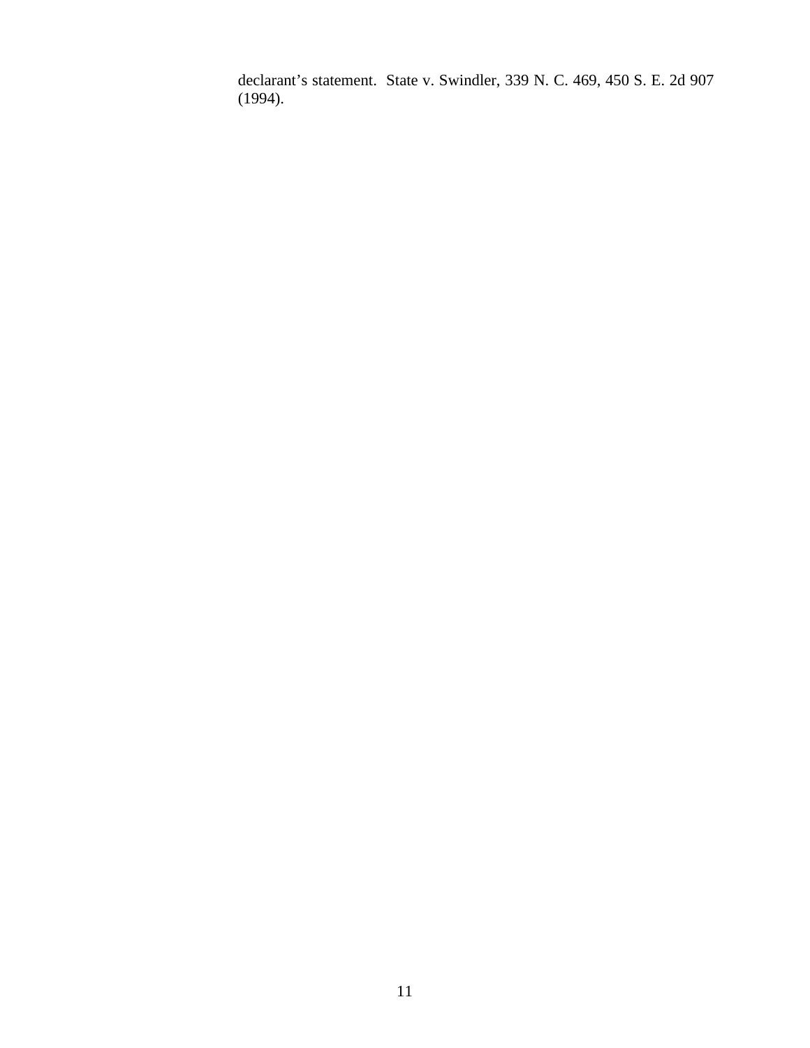declarant's statement. State v. Swindler, 339 N. C. 469, 450 S. E. 2d 907 (1994).